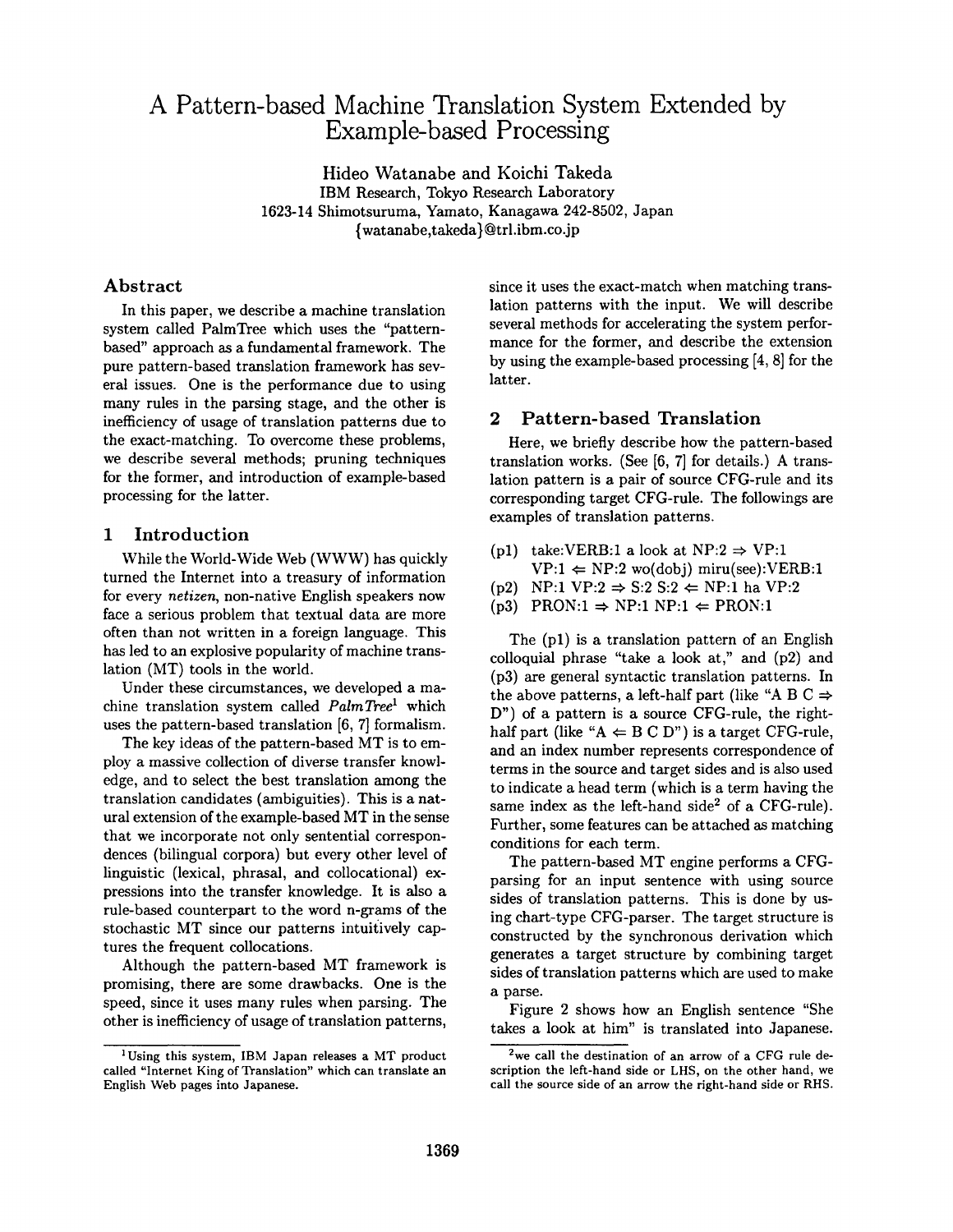# A Pattern-based Machine Translation System Extended by Example-based Processing

Hideo Watanabe and Koichi Takeda
IBM Research, Tokyo Research Laboratory
1623-14 Shimotsuruma, Yamato, Kanagawa 242-8502, Japan
{watanabe,takeda}@trl.ibm.co.jp

## Abstract

In this paper, we describe a machine translation system called PalmTree which uses the "pattern-based" approach as a fundamental framework. The pure pattern-based translation framework has several issues. One is the performance due to using many rules in the parsing stage, and the other is inefficiency of usage of translation patterns due to the exact-matching. To overcome these problems, we describe several methods; pruning techniques for the former, and introduction of example-based processing for the latter.

## 1 Introduction

While the World-Wide Web (WWW) has quickly turned the Internet into a treasury of information for every *netizen*, non-native English speakers now face a serious problem that textual data are more often than not written in a foreign language. This has led to an explosive popularity of machine translation (MT) tools in the world.

Under these circumstances, we developed a machine translation system called *PalmTree*[1] which uses the pattern-based translation [6, 7] formalism.

The key ideas of the pattern-based MT is to employ a massive collection of diverse transfer knowledge, and to select the best translation among the translation candidates (ambiguities). This is a natural extension of the example-based MT in the sense that we incorporate not only sentential correspondences (bilingual corpora) but every other level of linguistic (lexical, phrasal, and collocational) expressions into the transfer knowledge. It is also a rule-based counterpart to the word n-grams of the stochastic MT since our patterns intuitively captures the frequent collocations.

Although the pattern-based MT framework is promising, there are some drawbacks. One is the speed, since it uses many rules when parsing. The other is inefficiency of usage of translation patterns, since it uses the exact-match when matching translation patterns with the input. We will describe several methods for accelerating the system performance for the former, and describe the extension by using the example-based processing [4, 8] for the latter.

## 2 Pattern-based Translation

Here, we briefly describe how the pattern-based translation works. (See [6, 7] for details.) A translation pattern is a pair of source CFG-rule and its corresponding target CFG-rule. The followings are examples of translation patterns.

(p1) take:VERB:1 a look at NP:2 ⇒ VP:1
 VP:1 ⇐ NP:2 wo(dobj) miru(see):VERB:1
(p2) NP:1 VP:2 ⇒ S:2 S:2 ⇐ NP:1 ha VP:2
(p3) PRON:1 ⇒ NP:1 NP:1 ⇐ PRON:1

The (p1) is a translation pattern of an English colloquial phrase "take a look at," and (p2) and (p3) are general syntactic translation patterns. In the above patterns, a left-half part (like "A B C ⇒ D") of a pattern is a source CFG-rule, the right-half part (like "A ⇐ B C D") is a target CFG-rule, and an index number represents correspondence of terms in the source and target sides and is also used to indicate a head term (which is a term having the same index as the left-hand side[2] of a CFG-rule). Further, some features can be attached as matching conditions for each term.

The pattern-based MT engine performs a CFG-parsing for an input sentence with using source sides of translation patterns. This is done by using chart-type CFG-parser. The target structure is constructed by the synchronous derivation which generates a target structure by combining target sides of translation patterns which are used to make a parse.

Figure 2 shows how an English sentence "She takes a look at him" is translated into Japanese.

---

[1] Using this system, IBM Japan releases a MT product called "Internet King of Translation" which can translate an English Web pages into Japanese.

[2] we call the destination of an arrow of a CFG rule description the left-hand side or LHS, on the other hand, we call the source side of an arrow the right-hand side or RHS.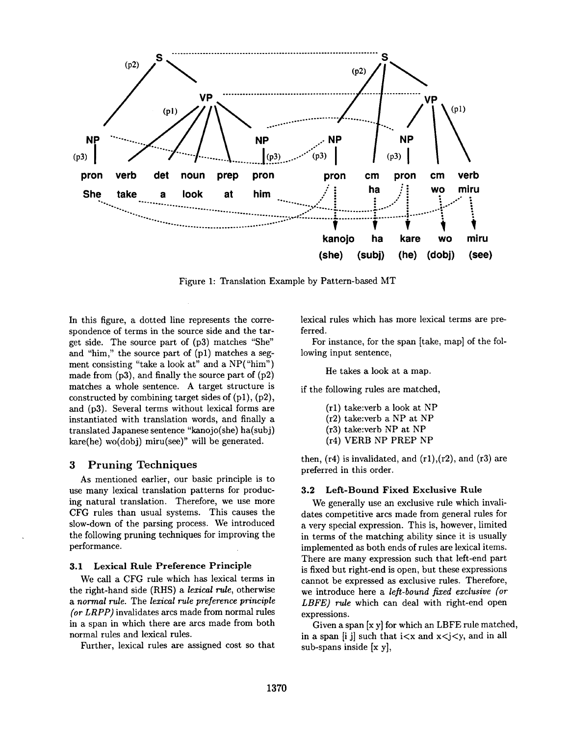Figure 1: Translation Example by Pattern-based MT

In this figure, a dotted line represents the correspondence of terms in the source side and the target side. The source part of (p3) matches "She" and "him," the source part of (p1) matches a segment consisting "take a look at" and a NP("him") made from (p3), and finally the source part of (p2) matches a whole sentence. A target structure is constructed by combining target sides of (p1), (p2), and (p3). Several terms without lexical forms are instantiated with translation words, and finally a translated Japanese sentence "kanojo(she) ha(subj) kare(he) wo(dobj) miru(see)" will be generated.

## 3 Pruning Techniques

As mentioned earlier, our basic principle is to use many lexical translation patterns for producing natural translation. Therefore, we use more CFG rules than usual systems. This causes the slow-down of the parsing process. We introduced the following pruning techniques for improving the performance.

### 3.1 Lexical Rule Preference Principle

We call a CFG rule which has lexical terms in the right-hand side (RHS) a *lexical rule*, otherwise a *normal rule*. The *lexical rule preference principle (or LRPP)* invalidates arcs made from normal rules in a span in which there are arcs made from both normal rules and lexical rules.

Further, lexical rules are assigned cost so that lexical rules which has more lexical terms are preferred.

For instance, for the span [take, map] of the following input sentence,

> He takes a look at a map.

if the following rules are matched,

> (r1) take:verb a look at NP
> (r2) take:verb a NP at NP
> (r3) take:verb NP at NP
> (r4) VERB NP PREP NP

then, (r4) is invalidated, and (r1),(r2), and (r3) are preferred in this order.

### 3.2 Left-Bound Fixed Exclusive Rule

We generally use an exclusive rule which invalidates competitive arcs made from general rules for a very special expression. This is, however, limited in terms of the matching ability since it is usually implemented as both ends of rules are lexical items. There are many expression such that left-end part is fixed but right-end is open, but these expressions cannot be expressed as exclusive rules. Therefore, we introduce here a *left-bound fixed exclusive (or LBFE) rule* which can deal with right-end open expressions.

Given a span [x y] for which an LBFE rule matched, in a span [i j] such that $i<x$ and $x<j<y$, and in all sub-spans inside [x y],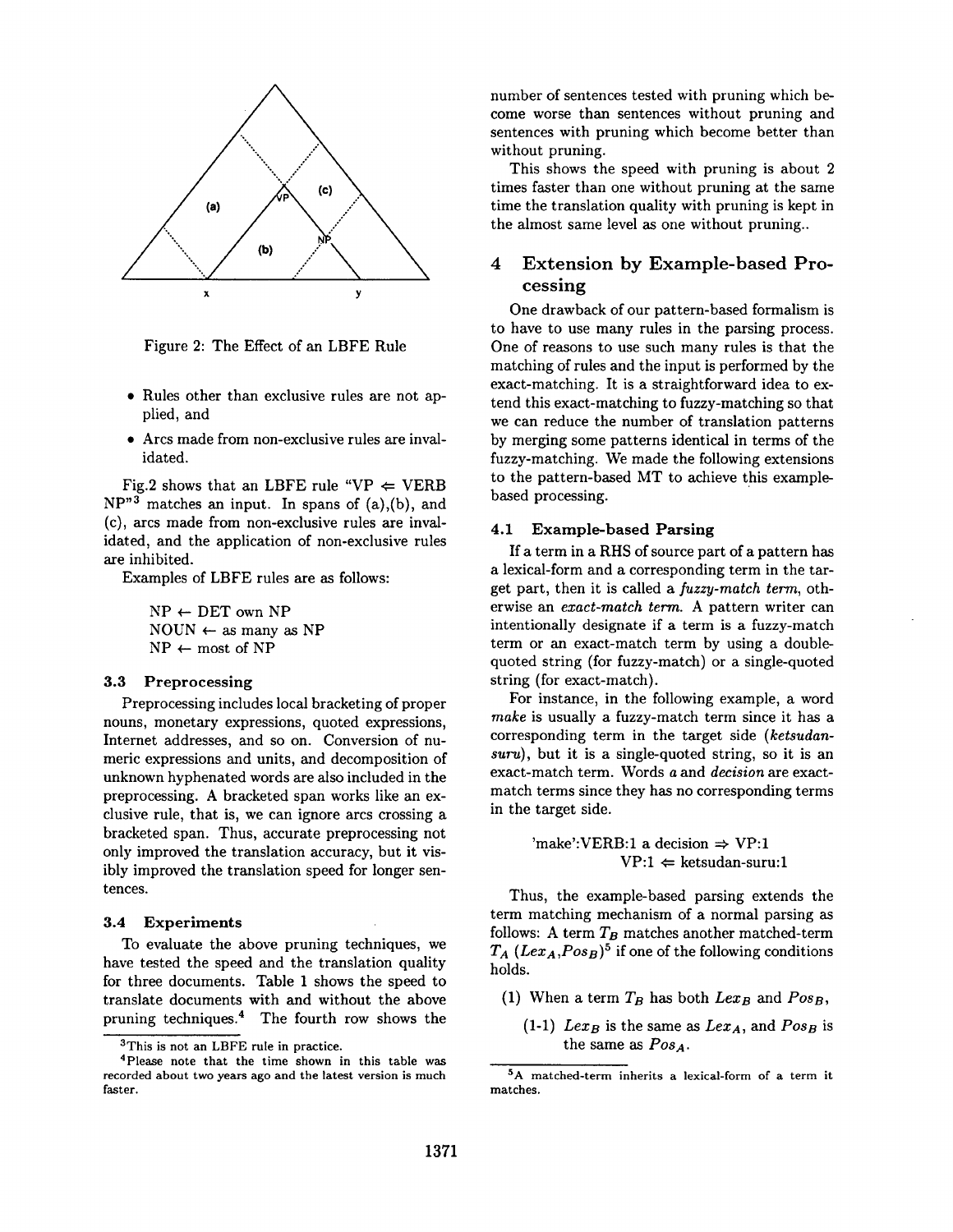Figure 2: The Effect of an LBFE Rule

- Rules other than exclusive rules are not applied, and
- Arcs made from non-exclusive rules are invalidated.

Fig.2 shows that an LBFE rule "VP ⇐ VERB NP"[3] matches an input. In spans of (a),(b), and (c), arcs made from non-exclusive rules are invalidated, and the application of non-exclusive rules are inhibited.

Examples of LBFE rules are as follows:

> NP ← DET own NP
> NOUN ← as many as NP
> NP ← most of NP

### 3.3 Preprocessing

Preprocessing includes local bracketing of proper nouns, monetary expressions, quoted expressions, Internet addresses, and so on. Conversion of numeric expressions and units, and decomposition of unknown hyphenated words are also included in the preprocessing. A bracketed span works like an exclusive rule, that is, we can ignore arcs crossing a bracketed span. Thus, accurate preprocessing not only improved the translation accuracy, but it visibly improved the translation speed for longer sentences.

### 3.4 Experiments

To evaluate the above pruning techniques, we have tested the speed and the translation quality for three documents. Table 1 shows the speed to translate documents with and without the above pruning techniques.[4] The fourth row shows the number of sentences tested with pruning which become worse than sentences without pruning and sentences with pruning which become better than without pruning.

This shows the speed with pruning is about 2 times faster than one without pruning at the same time the translation quality with pruning is kept in the almost same level as one without pruning..

[3] This is not an LBFE rule in practice.

[4] Please note that the time shown in this table was recorded about two years ago and the latest version is much faster.

## 4 Extension by Example-based Processing

One drawback of our pattern-based formalism is to have to use many rules in the parsing process. One of reasons to use such many rules is that the matching of rules and the input is performed by the exact-matching. It is a straightforward idea to extend this exact-matching to fuzzy-matching so that we can reduce the number of translation patterns by merging some patterns identical in terms of the fuzzy-matching. We made the following extensions to the pattern-based MT to achieve this example-based processing.

### 4.1 Example-based Parsing

If a term in a RHS of source part of a pattern has a lexical-form and a corresponding term in the target part, then it is called a *fuzzy-match term*, otherwise an *exact-match term*. A pattern writer can intentionally designate if a term is a fuzzy-match term or an exact-match term by using a double-quoted string (for fuzzy-match) or a single-quoted string (for exact-match).

For instance, in the following example, a word *make* is usually a fuzzy-match term since it has a corresponding term in the target side (*ketsudan-suru*), but it is a single-quoted string, so it is an exact-match term. Words *a* and *decision* are exact-match terms since they has no corresponding terms in the target side.

> 'make':VERB:1 a decision ⇒ VP:1
> VP:1 ⇐ ketsudan-suru:1

Thus, the example-based parsing extends the term matching mechanism of a normal parsing as follows: A term $T_B$ matches another matched-term $T_A$ ($Lex_A$,$Pos_B$)[5] if one of the following conditions holds.

(1) When a term $T_B$ has both $Lex_B$ and $Pos_B$,

- (1-1) $Lex_B$ is the same as $Lex_A$, and $Pos_B$ is the same as $Pos_A$.

[5] A matched-term inherits a lexical-form of a term it matches.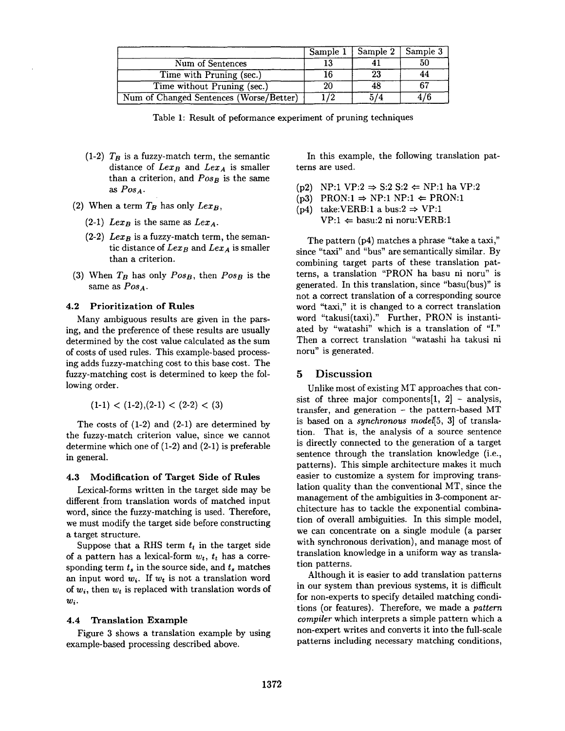| | Sample 1 | Sample 2 | Sample 3 |
|---|---|---|---|
| Num of Sentences | 13 | 41 | 50 |
| Time with Pruning (sec.) | 16 | 23 | 44 |
| Time without Pruning (sec.) | 20 | 48 | 67 |
| Num of Changed Sentences (Worse/Better) | 1/2 | 5/4 | 4/6 |

Table 1: Result of peformance experiment of pruning techniques

- (1-2) $T_B$ is a fuzzy-match term, the semantic distance of $Lex_B$ and $Lex_A$ is smaller than a criterion, and $Pos_B$ is the same as $Pos_A$.
- (2) When a term $T_B$ has only $Lex_B$,
  - (2-1) $Lex_B$ is the same as $Lex_A$.
  - (2-2) $Lex_B$ is a fuzzy-match term, the semantic distance of $Lex_B$ and $Lex_A$ is smaller than a criterion.
- (3) When $T_B$ has only $Pos_B$, then $Pos_B$ is the same as $Pos_A$.

### 4.2 Prioritization of Rules

Many ambiguous results are given in the parsing, and the preference of these results are usually determined by the cost value calculated as the sum of costs of used rules. This example-based processing adds fuzzy-matching cost to this base cost. The fuzzy-matching cost is determined to keep the following order.

$$(1\text{-}1) < (1\text{-}2),(2\text{-}1) < (2\text{-}2) < (3)$$

The costs of (1-2) and (2-1) are determined by the fuzzy-match criterion value, since we cannot determine which one of (1-2) and (2-1) is preferable in general.

### 4.3 Modification of Target Side of Rules

Lexical-forms written in the target side may be different from translation words of matched input word, since the fuzzy-matching is used. Therefore, we must modify the target side before constructing a target structure.

Suppose that a RHS term $t_t$ in the target side of a pattern has a lexical-form $w_t$, $t_t$ has a corresponding term $t_s$ in the source side, and $t_s$ matches an input word $w_i$. If $w_t$ is not a translation word of $w_i$, then $w_t$ is replaced with translation words of $w_i$.

### 4.4 Translation Example

Figure 3 shows a translation example by using example-based processing described above.

In this example, the following translation patterns are used.

(p2) NP:1 VP:2 ⇒ S:2 S:2 ⇐ NP:1 ha VP:2
(p3) PRON:1 ⇒ NP:1 NP:1 ⇐ PRON:1
(p4) take:VERB:1 a bus:2 ⇒ VP:1
VP:1 ⇐ basu:2 ni noru:VERB:1

The pattern (p4) matches a phrase "take a taxi," since "taxi" and "bus" are semantically similar. By combining target parts of these translation patterns, a translation "PRON ha basu ni noru" is generated. In this translation, since "basu(bus)" is not a correct translation of a corresponding source word "taxi," it is changed to a correct translation word "takusi(taxi)." Further, PRON is instantiated by "watashi" which is a translation of "I." Then a correct translation "watashi ha takusi ni noru" is generated.

## 5 Discussion

Unlike most of existing MT approaches that consist of three major components[1, 2] - analysis, transfer, and generation - the pattern-based MT is based on a *synchronous model*[5, 3] of translation. That is, the analysis of a source sentence is directly connected to the generation of a target sentence through the translation knowledge (i.e., patterns). This simple architecture makes it much easier to customize a system for improving translation quality than the conventional MT, since the management of the ambiguities in 3-component architecture has to tackle the exponential combination of overall ambiguities. In this simple model, we can concentrate on a single module (a parser with synchronous derivation), and manage most of translation knowledge in a uniform way as translation patterns.

Although it is easier to add translation patterns in our system than previous systems, it is difficult for non-experts to specify detailed matching conditions (or features). Therefore, we made a *pattern compiler* which interprets a simple pattern which a non-expert writes and converts it into the full-scale patterns including necessary matching conditions,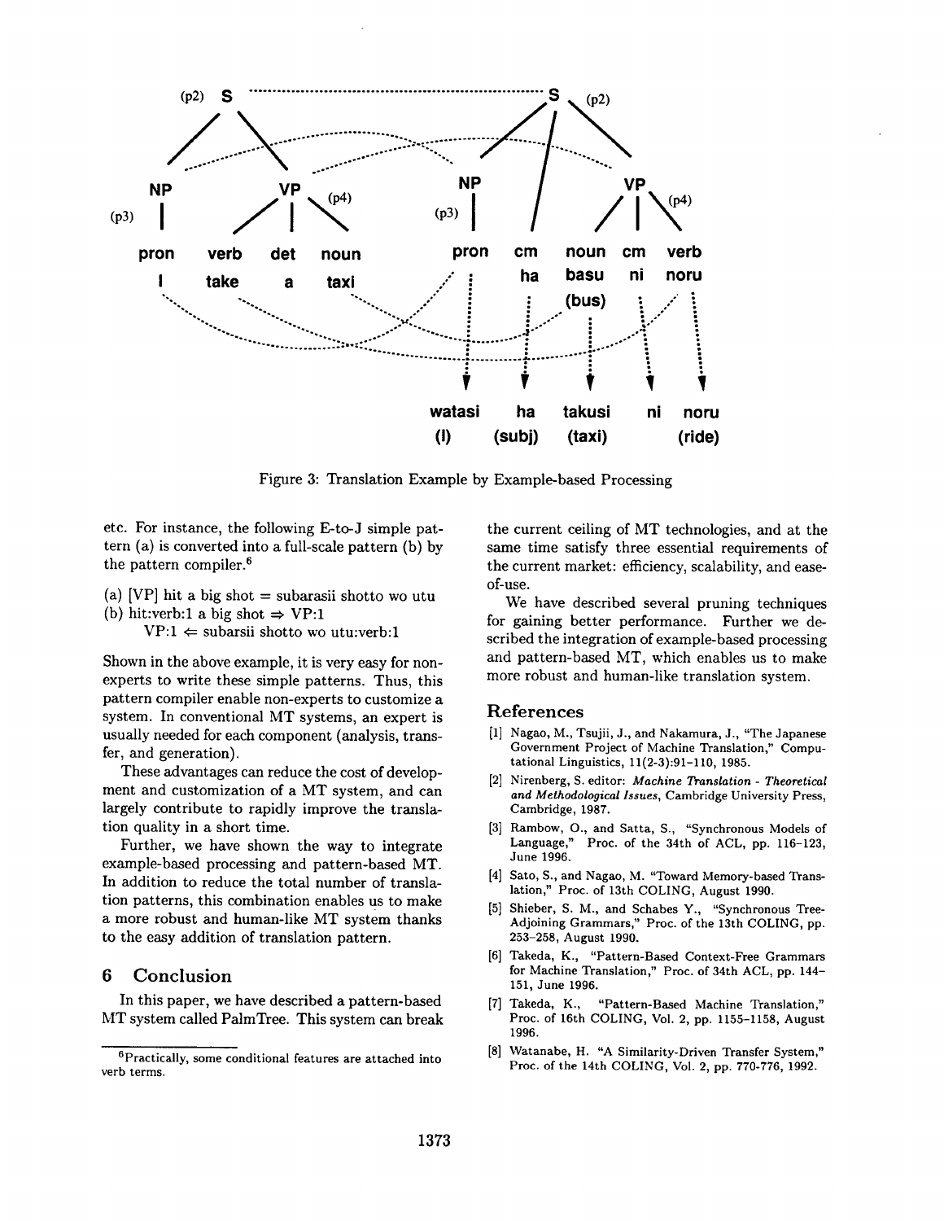(p2) S

NP (p3) VP (p4)

pron verb det noun

I take a taxi

S (p2)

NP (p3) VP (p4)

pron cm noun cm verb

ha basu ni noru

(bus)

watasi ha takusi ni noru

(I) (subj) (taxi) (ride)

Figure 3: Translation Example by Example-based Processing

etc. For instance, the following E-to-J simple pattern (a) is converted into a full-scale pattern (b) by the pattern compiler.[6]

(a) [VP] hit a big shot = subarasii shotto wo utu
(b) hit:verb:1 a big shot ⇒ VP:1
 VP:1 ⇐ subarsii shotto wo utu:verb:1

Shown in the above example, it is very easy for non-experts to write these simple patterns. Thus, this pattern compiler enable non-experts to customize a system. In conventional MT systems, an expert is usually needed for each component (analysis, transfer, and generation).

These advantages can reduce the cost of development and customization of a MT system, and can largely contribute to rapidly improve the translation quality in a short time.

Further, we have shown the way to integrate example-based processing and pattern-based MT. In addition to reduce the total number of translation patterns, this combination enables us to make a more robust and human-like MT system thanks to the easy addition of translation pattern.

## 6 Conclusion

In this paper, we have described a pattern-based MT system called PalmTree. This system can break the current ceiling of MT technologies, and at the same time satisfy three essential requirements of the current market: efficiency, scalability, and ease-of-use.

We have described several pruning techniques for gaining better performance. Further we described the integration of example-based processing and pattern-based MT, which enables us to make more robust and human-like translation system.

## References

[1] Nagao, M., Tsujii, J., and Nakamura, J., "The Japanese Government Project of Machine Translation," Computational Linguistics, 11(2-3):91–110, 1985.

[2] Nirenberg, S. editor: *Machine Translation - Theoretical and Methodological Issues*, Cambridge University Press, Cambridge, 1987.

[3] Rambow, O., and Satta, S., "Synchronous Models of Language," Proc. of the 34th of ACL, pp. 116–123, June 1996.

[4] Sato, S., and Nagao, M. "Toward Memory-based Translation," Proc. of 13th COLING, August 1990.

[5] Shieber, S. M., and Schabes Y., "Synchronous Tree-Adjoining Grammars," Proc. of the 13th COLING, pp. 253–258, August 1990.

[6] Takeda, K., "Pattern-Based Context-Free Grammars for Machine Translation," Proc. of 34th ACL, pp. 144–151, June 1996.

[7] Takeda, K., "Pattern-Based Machine Translation," Proc. of 16th COLING, Vol. 2, pp. 1155–1158, August 1996.

[8] Watanabe, H. "A Similarity-Driven Transfer System," Proc. of the 14th COLING, Vol. 2, pp. 770-776, 1992.

[6] Practically, some conditional features are attached into verb terms.